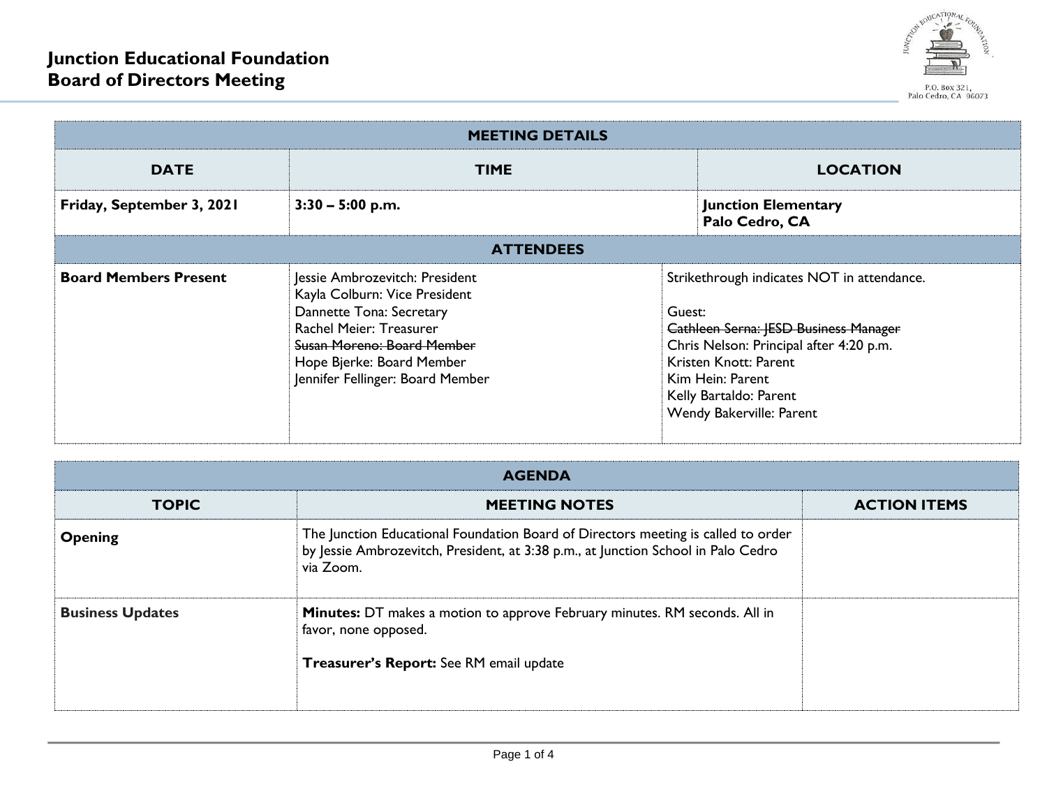# Junction Educational Foundation
## Board of Directors Meeting

P.O. Box 321,
Palo Cedro, CA 96073

| MEETING DETAILS | | |
|---|---|---|
| **DATE** | **TIME** | **LOCATION** |
| **Friday, September 3, 2021** | **3:30 – 5:00 p.m.** | **Junction Elementary**<br>**Palo Cedro, CA** |

| ATTENDEES | | |
|---|---|---|
| **Board Members Present** | Jessie Ambrozevitch: President<br>Kayla Colburn: Vice President<br>Dannette Tona: Secretary<br>Rachel Meier: Treasurer<br>~~Susan Moreno: Board Member~~<br>Hope Bjerke: Board Member<br>Jennifer Fellinger: Board Member | Strikethrough indicates NOT in attendance.<br><br>Guest:<br>~~Cathleen Serna: JESD Business Manager~~<br>Chris Nelson: Principal after 4:20 p.m.<br>Kristen Knott: Parent<br>Kim Hein: Parent<br>Kelly Bartaldo: Parent<br>Wendy Bakerville: Parent |

| AGENDA | | |
|---|---|---|
| **TOPIC** | **MEETING NOTES** | **ACTION ITEMS** |
| **Opening** | The Junction Educational Foundation Board of Directors meeting is called to order by Jessie Ambrozevitch, President, at 3:38 p.m., at Junction School in Palo Cedro via Zoom. | |
| **Business Updates** | **Minutes:** DT makes a motion to approve February minutes. RM seconds. All in favor, none opposed.<br><br>**Treasurer's Report:** See RM email update | |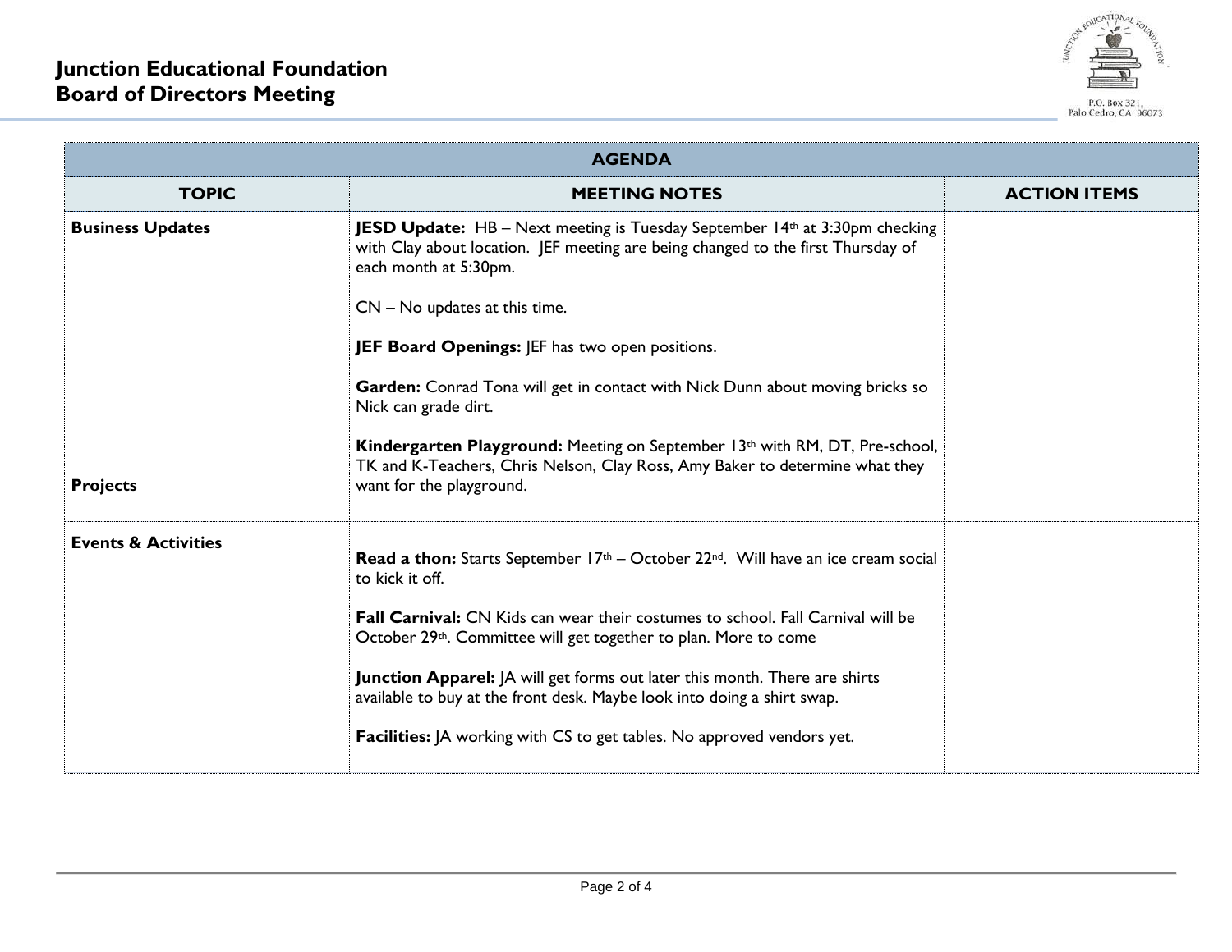## Junction Educational Foundation
## Board of Directors Meeting

P.O. Box 321, Palo Cedro, CA 96073

| AGENDA | | |
|---|---|---|
| **TOPIC** | **MEETING NOTES** | **ACTION ITEMS** |
| **Business Updates**<br><br><br><br><br><br><br><br>**Projects** | **JESD Update:** HB – Next meeting is Tuesday September 14th at 3:30pm checking with Clay about location. JEF meeting are being changed to the first Thursday of each month at 5:30pm.<br><br>CN – No updates at this time.<br><br>**JEF Board Openings:** JEF has two open positions.<br><br>**Garden:** Conrad Tona will get in contact with Nick Dunn about moving bricks so Nick can grade dirt.<br><br>**Kindergarten Playground:** Meeting on September 13th with RM, DT, Pre-school, TK and K-Teachers, Chris Nelson, Clay Ross, Amy Baker to determine what they want for the playground. | |
| **Events & Activities** | **Read a thon:** Starts September 17th – October 22nd. Will have an ice cream social to kick it off.<br><br>**Fall Carnival:** CN Kids can wear their costumes to school. Fall Carnival will be October 29th. Committee will get together to plan. More to come<br><br>**Junction Apparel:** JA will get forms out later this month. There are shirts available to buy at the front desk. Maybe look into doing a shirt swap.<br><br>**Facilities:** JA working with CS to get tables. No approved vendors yet. | |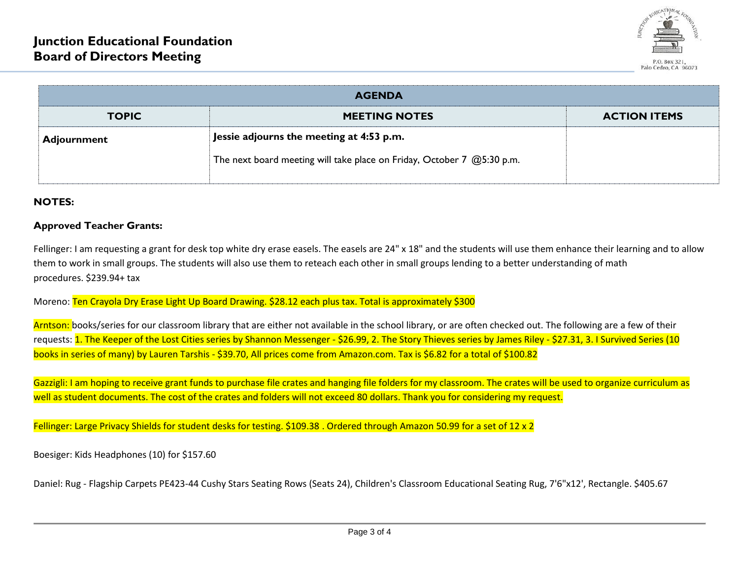# Junction Educational Foundation
# Board of Directors Meeting

P.O. Box 321, Palo Cedro, CA 96073

| AGENDA | | |
|---|---|---|
| **TOPIC** | **MEETING NOTES** | **ACTION ITEMS** |
| **Adjournment** | **Jessie adjourns the meeting at 4:53 p.m.**<br><br>The next board meeting will take place on Friday, October 7 @5:30 p.m. | |

**NOTES:**

**Approved Teacher Grants:**

Fellinger: I am requesting a grant for desk top white dry erase easels. The easels are 24" x 18" and the students will use them enhance their learning and to allow them to work in small groups. The students will also use them to reteach each other in small groups lending to a better understanding of math procedures. $239.94+ tax

Moreno: Ten Crayola Dry Erase Light Up Board Drawing. $28.12 each plus tax. Total is approximately $300

Arntson: books/series for our classroom library that are either not available in the school library, or are often checked out. The following are a few of their requests: 1. The Keeper of the Lost Cities series by Shannon Messenger - $26.99, 2. The Story Thieves series by James Riley - $27.31, 3. I Survived Series (10 books in series of many) by Lauren Tarshis - $39.70, All prices come from Amazon.com. Tax is $6.82 for a total of $100.82

Gazzigli: I am hoping to receive grant funds to purchase file crates and hanging file folders for my classroom. The crates will be used to organize curriculum as well as student documents. The cost of the crates and folders will not exceed 80 dollars. Thank you for considering my request.

Fellinger: Large Privacy Shields for student desks for testing. $109.38 . Ordered through Amazon 50.99 for a set of 12 x 2

Boesiger: Kids Headphones (10) for $157.60

Daniel: Rug - Flagship Carpets PE423-44 Cushy Stars Seating Rows (Seats 24), Children's Classroom Educational Seating Rug, 7'6"x12', Rectangle. $405.67